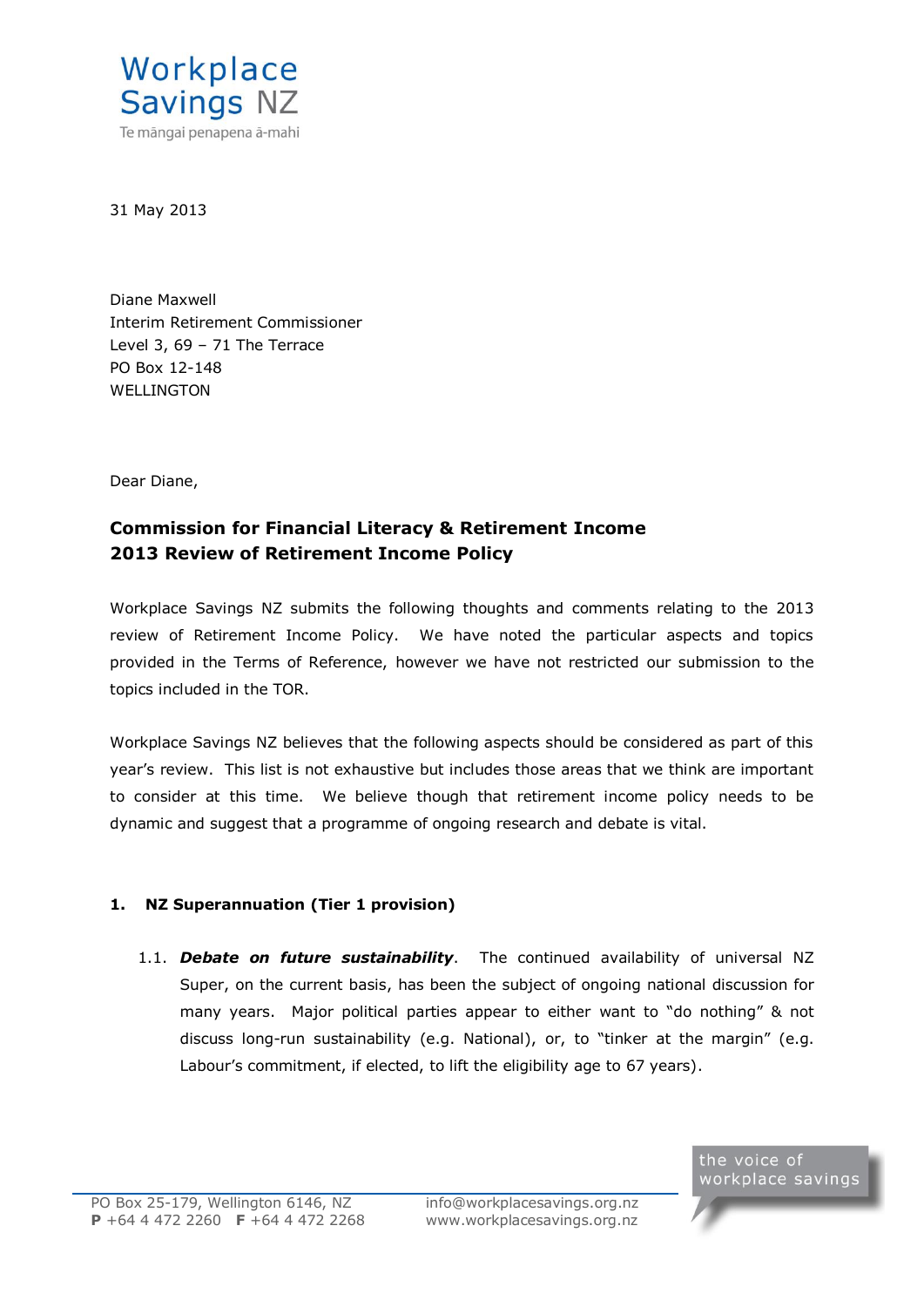Workplace Savings NZ

Te māngai penapena ā-mahi

31 May 2013

Diane Maxwell
Interim Retirement Commissioner
Level 3, 69 – 71 The Terrace
PO Box 12-148
WELLINGTON

Dear Diane,

**Commission for Financial Literacy & Retirement Income**
**2013 Review of Retirement Income Policy**

Workplace Savings NZ submits the following thoughts and comments relating to the 2013 review of Retirement Income Policy. We have noted the particular aspects and topics provided in the Terms of Reference, however we have not restricted our submission to the topics included in the TOR.

Workplace Savings NZ believes that the following aspects should be considered as part of this year's review. This list is not exhaustive but includes those areas that we think are important to consider at this time. We believe though that retirement income policy needs to be dynamic and suggest that a programme of ongoing research and debate is vital.

**1. NZ Superannuation (Tier 1 provision)**

1.1. ***Debate on future sustainability***. The continued availability of universal NZ Super, on the current basis, has been the subject of ongoing national discussion for many years. Major political parties appear to either want to "do nothing" & not discuss long-run sustainability (e.g. National), or, to "tinker at the margin" (e.g. Labour's commitment, if elected, to lift the eligibility age to 67 years).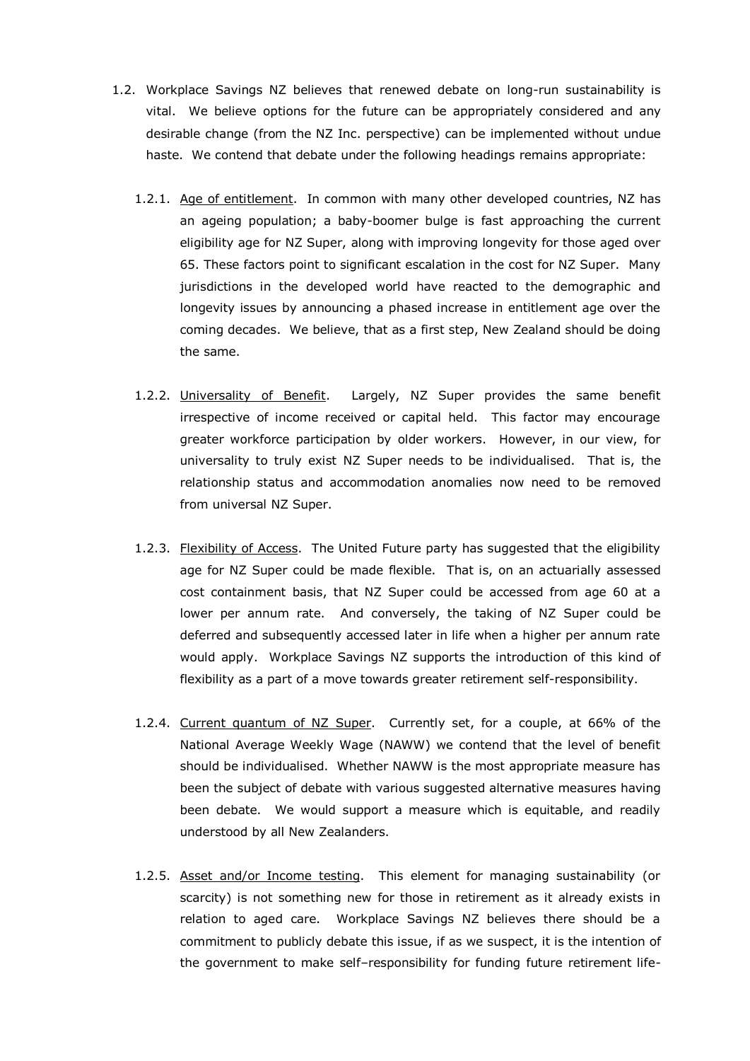1.2. Workplace Savings NZ believes that renewed debate on long-run sustainability is vital. We believe options for the future can be appropriately considered and any desirable change (from the NZ Inc. perspective) can be implemented without undue haste. We contend that debate under the following headings remains appropriate:

1.2.1. <u>Age of entitlement</u>. In common with many other developed countries, NZ has an ageing population; a baby-boomer bulge is fast approaching the current eligibility age for NZ Super, along with improving longevity for those aged over 65. These factors point to significant escalation in the cost for NZ Super. Many jurisdictions in the developed world have reacted to the demographic and longevity issues by announcing a phased increase in entitlement age over the coming decades. We believe, that as a first step, New Zealand should be doing the same.

1.2.2. <u>Universality of Benefit</u>. Largely, NZ Super provides the same benefit irrespective of income received or capital held. This factor may encourage greater workforce participation by older workers. However, in our view, for universality to truly exist NZ Super needs to be individualised. That is, the relationship status and accommodation anomalies now need to be removed from universal NZ Super.

1.2.3. <u>Flexibility of Access</u>. The United Future party has suggested that the eligibility age for NZ Super could be made flexible. That is, on an actuarially assessed cost containment basis, that NZ Super could be accessed from age 60 at a lower per annum rate. And conversely, the taking of NZ Super could be deferred and subsequently accessed later in life when a higher per annum rate would apply. Workplace Savings NZ supports the introduction of this kind of flexibility as a part of a move towards greater retirement self-responsibility.

1.2.4. <u>Current quantum of NZ Super</u>. Currently set, for a couple, at 66% of the National Average Weekly Wage (NAWW) we contend that the level of benefit should be individualised. Whether NAWW is the most appropriate measure has been the subject of debate with various suggested alternative measures having been debate. We would support a measure which is equitable, and readily understood by all New Zealanders.

1.2.5. <u>Asset and/or Income testing</u>. This element for managing sustainability (or scarcity) is not something new for those in retirement as it already exists in relation to aged care. Workplace Savings NZ believes there should be a commitment to publicly debate this issue, if as we suspect, it is the intention of the government to make self–responsibility for funding future retirement life-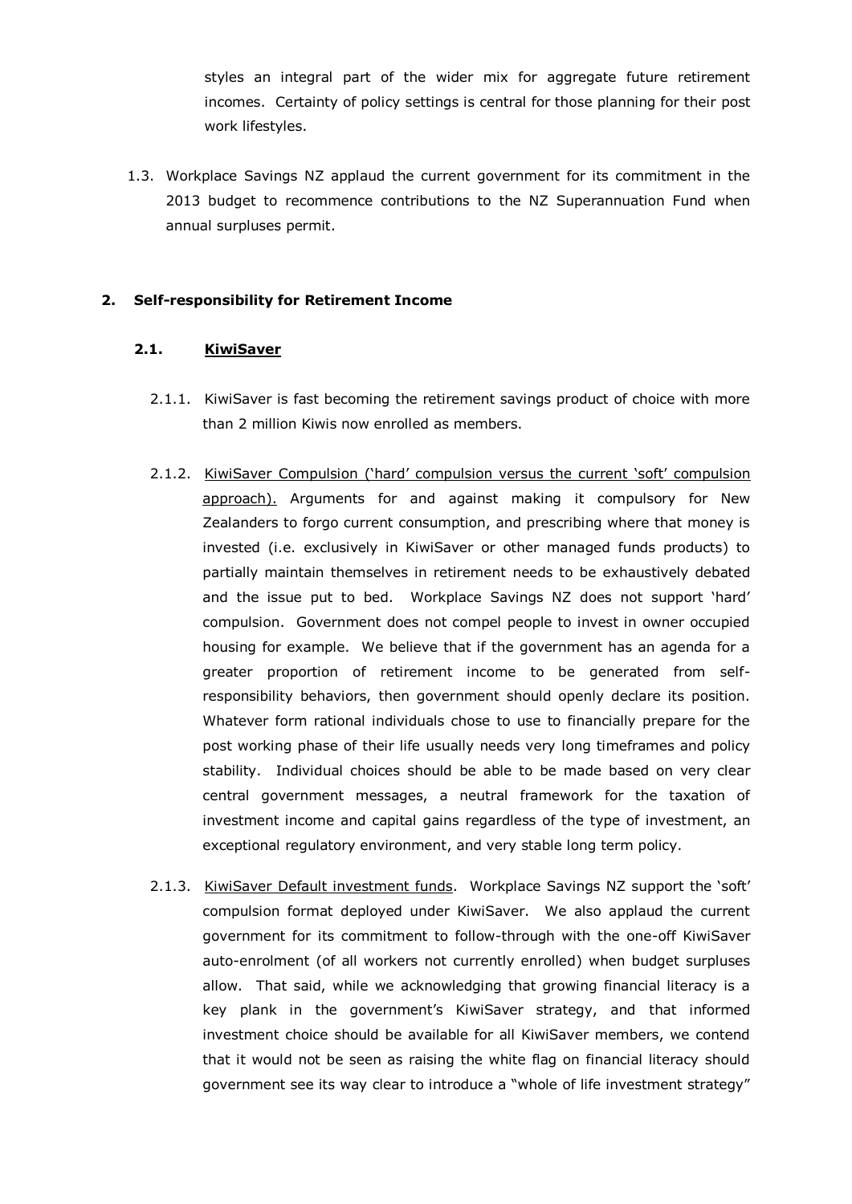styles an integral part of the wider mix for aggregate future retirement incomes. Certainty of policy settings is central for those planning for their post work lifestyles.

1.3. Workplace Savings NZ applaud the current government for its commitment in the 2013 budget to recommence contributions to the NZ Superannuation Fund when annual surpluses permit.

## 2. Self-responsibility for Retirement Income

### 2.1. KiwiSaver

2.1.1. KiwiSaver is fast becoming the retirement savings product of choice with more than 2 million Kiwis now enrolled as members.

2.1.2. KiwiSaver Compulsion ('hard' compulsion versus the current 'soft' compulsion approach). Arguments for and against making it compulsory for New Zealanders to forgo current consumption, and prescribing where that money is invested (i.e. exclusively in KiwiSaver or other managed funds products) to partially maintain themselves in retirement needs to be exhaustively debated and the issue put to bed. Workplace Savings NZ does not support 'hard' compulsion. Government does not compel people to invest in owner occupied housing for example. We believe that if the government has an agenda for a greater proportion of retirement income to be generated from self-responsibility behaviors, then government should openly declare its position. Whatever form rational individuals chose to use to financially prepare for the post working phase of their life usually needs very long timeframes and policy stability. Individual choices should be able to be made based on very clear central government messages, a neutral framework for the taxation of investment income and capital gains regardless of the type of investment, an exceptional regulatory environment, and very stable long term policy.

2.1.3. KiwiSaver Default investment funds. Workplace Savings NZ support the 'soft' compulsion format deployed under KiwiSaver. We also applaud the current government for its commitment to follow-through with the one-off KiwiSaver auto-enrolment (of all workers not currently enrolled) when budget surpluses allow. That said, while we acknowledging that growing financial literacy is a key plank in the government's KiwiSaver strategy, and that informed investment choice should be available for all KiwiSaver members, we contend that it would not be seen as raising the white flag on financial literacy should government see its way clear to introduce a "whole of life investment strategy"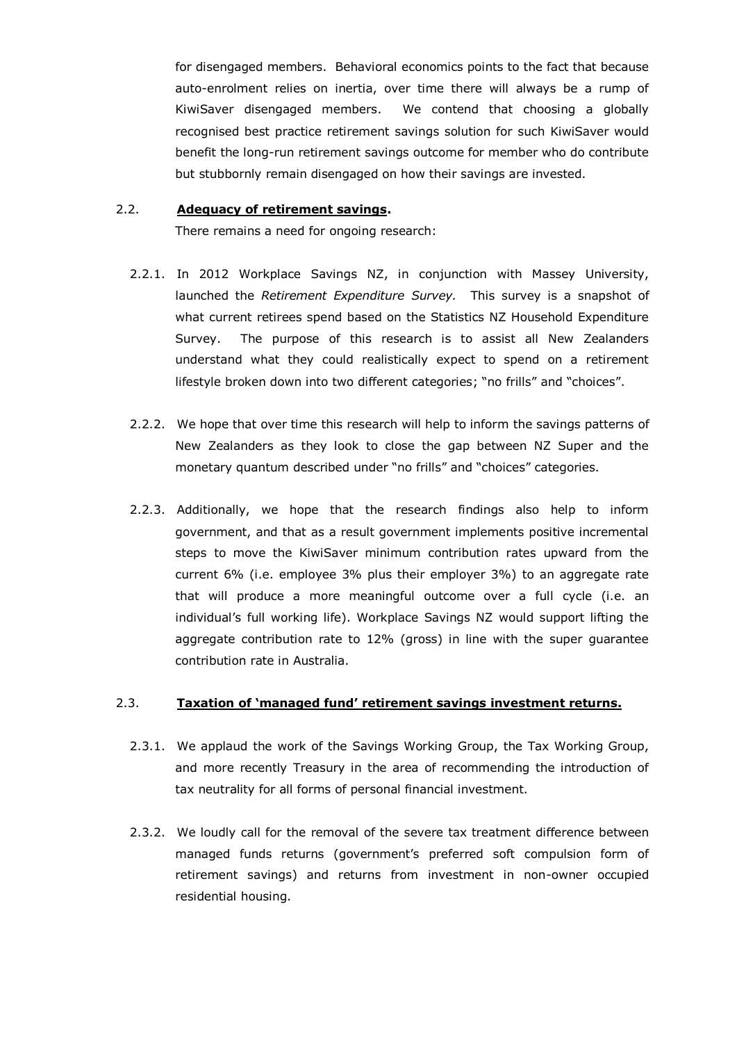for disengaged members. Behavioral economics points to the fact that because auto-enrolment relies on inertia, over time there will always be a rump of KiwiSaver disengaged members. We contend that choosing a globally recognised best practice retirement savings solution for such KiwiSaver would benefit the long-run retirement savings outcome for member who do contribute but stubbornly remain disengaged on how their savings are invested.

2.2. **<u>Adequacy of retirement savings</u>.**

There remains a need for ongoing research:

2.2.1. In 2012 Workplace Savings NZ, in conjunction with Massey University, launched the *Retirement Expenditure Survey.* This survey is a snapshot of what current retirees spend based on the Statistics NZ Household Expenditure Survey. The purpose of this research is to assist all New Zealanders understand what they could realistically expect to spend on a retirement lifestyle broken down into two different categories; "no frills" and "choices".

2.2.2. We hope that over time this research will help to inform the savings patterns of New Zealanders as they look to close the gap between NZ Super and the monetary quantum described under "no frills" and "choices" categories.

2.2.3. Additionally, we hope that the research findings also help to inform government, and that as a result government implements positive incremental steps to move the KiwiSaver minimum contribution rates upward from the current 6% (i.e. employee 3% plus their employer 3%) to an aggregate rate that will produce a more meaningful outcome over a full cycle (i.e. an individual's full working life). Workplace Savings NZ would support lifting the aggregate contribution rate to 12% (gross) in line with the super guarantee contribution rate in Australia.

2.3. **<u>Taxation of 'managed fund' retirement savings investment returns.</u>**

2.3.1. We applaud the work of the Savings Working Group, the Tax Working Group, and more recently Treasury in the area of recommending the introduction of tax neutrality for all forms of personal financial investment.

2.3.2. We loudly call for the removal of the severe tax treatment difference between managed funds returns (government's preferred soft compulsion form of retirement savings) and returns from investment in non-owner occupied residential housing.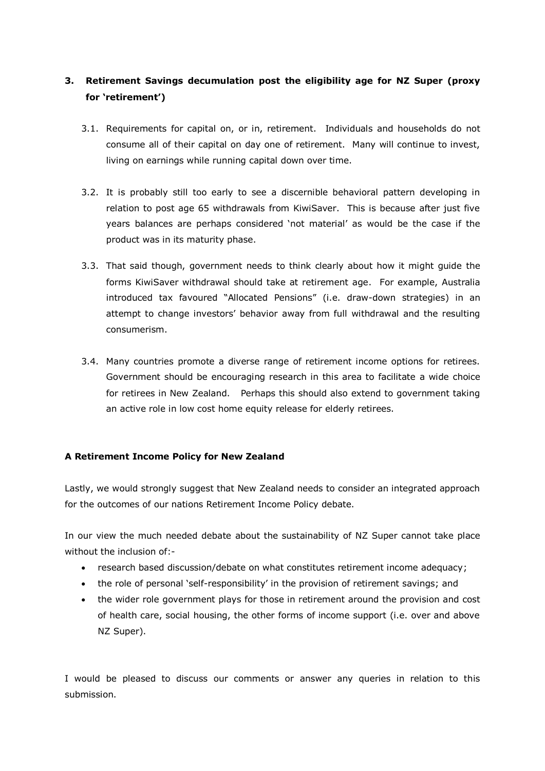## 3. Retirement Savings decumulation post the eligibility age for NZ Super (proxy for 'retirement')

3.1. Requirements for capital on, or in, retirement. Individuals and households do not consume all of their capital on day one of retirement. Many will continue to invest, living on earnings while running capital down over time.

3.2. It is probably still too early to see a discernible behavioral pattern developing in relation to post age 65 withdrawals from KiwiSaver. This is because after just five years balances are perhaps considered 'not material' as would be the case if the product was in its maturity phase.

3.3. That said though, government needs to think clearly about how it might guide the forms KiwiSaver withdrawal should take at retirement age. For example, Australia introduced tax favoured "Allocated Pensions" (i.e. draw-down strategies) in an attempt to change investors' behavior away from full withdrawal and the resulting consumerism.

3.4. Many countries promote a diverse range of retirement income options for retirees. Government should be encouraging research in this area to facilitate a wide choice for retirees in New Zealand. Perhaps this should also extend to government taking an active role in low cost home equity release for elderly retirees.

**A Retirement Income Policy for New Zealand**

Lastly, we would strongly suggest that New Zealand needs to consider an integrated approach for the outcomes of our nations Retirement Income Policy debate.

In our view the much needed debate about the sustainability of NZ Super cannot take place without the inclusion of:-

- research based discussion/debate on what constitutes retirement income adequacy;
- the role of personal 'self-responsibility' in the provision of retirement savings; and
- the wider role government plays for those in retirement around the provision and cost of health care, social housing, the other forms of income support (i.e. over and above NZ Super).

I would be pleased to discuss our comments or answer any queries in relation to this submission.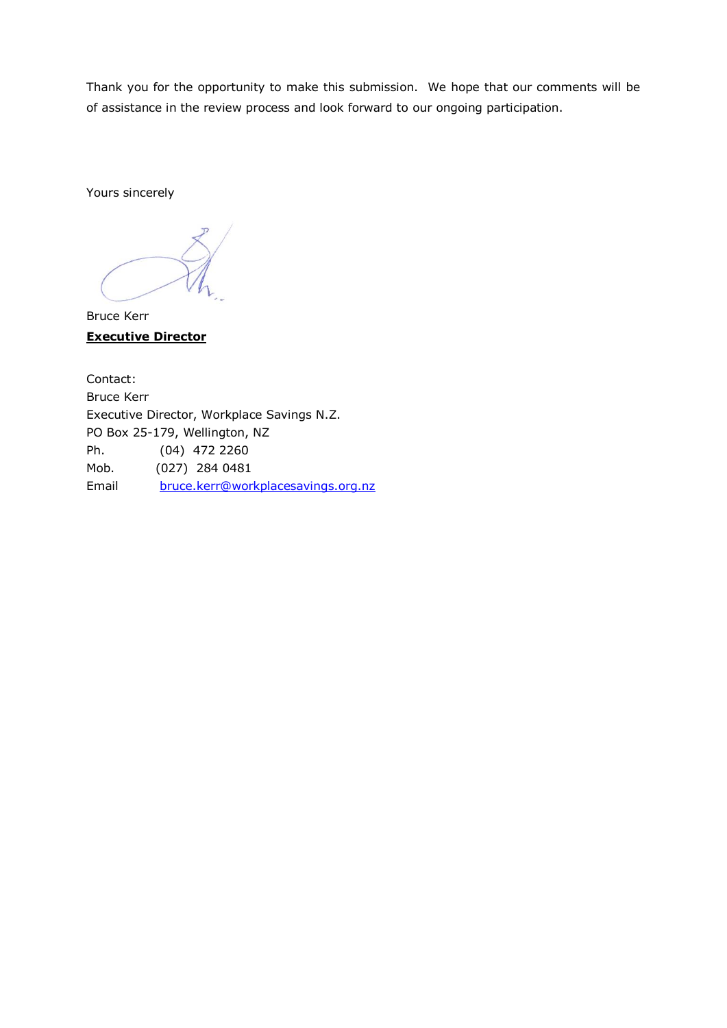Thank you for the opportunity to make this submission. We hope that our comments will be of assistance in the review process and look forward to our ongoing participation.

Yours sincerely

Bruce Kerr
**Executive Director**

Contact:
Bruce Kerr
Executive Director, Workplace Savings N.Z.
PO Box 25-179, Wellington, NZ
Ph. (04) 472 2260
Mob. (027) 284 0481
Email bruce.kerr@workplacesavings.org.nz